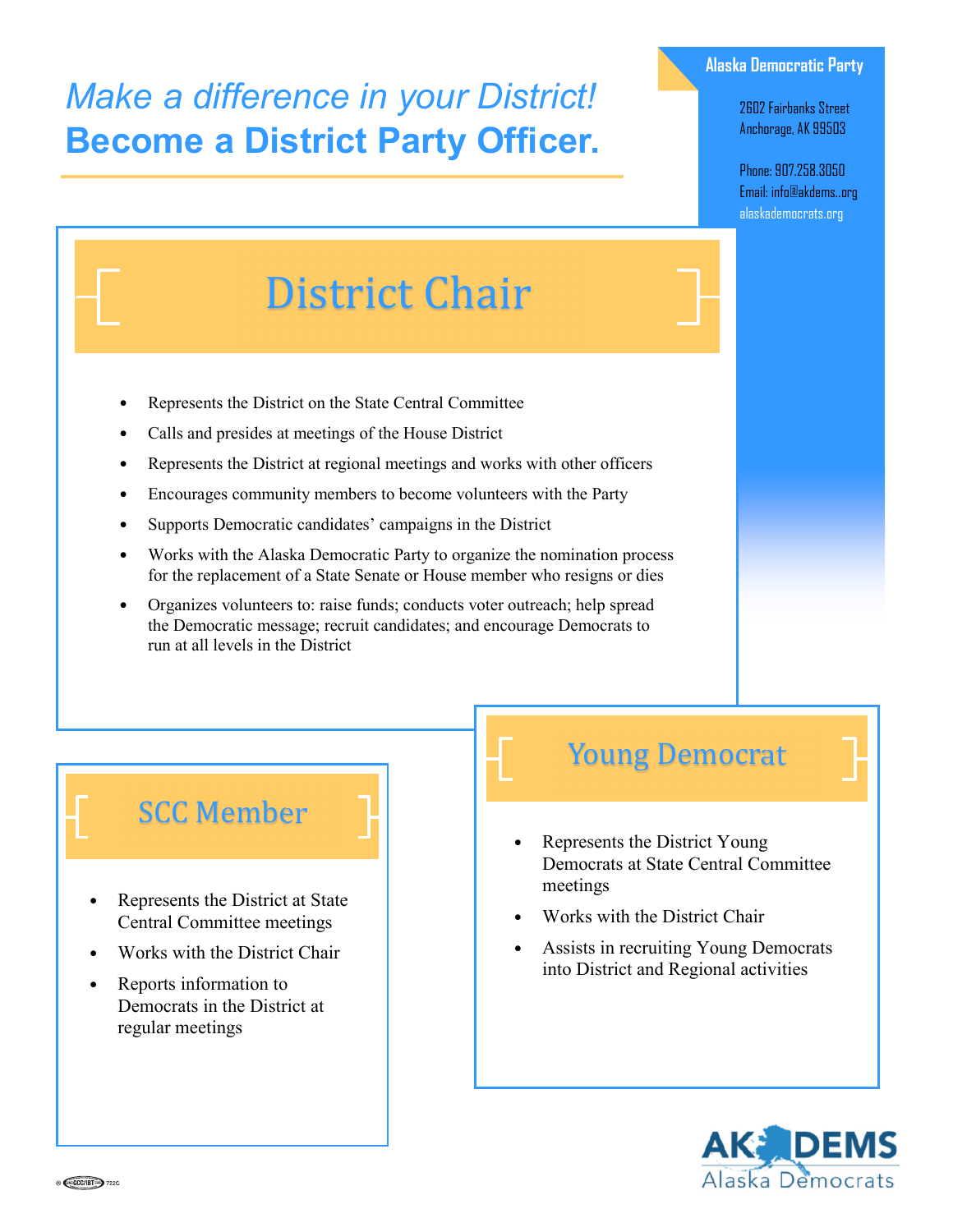*Make a difference in your District!*
**Become a District Party Officer.**

**Alaska Democratic Party**

2602 Fairbanks Street
Anchorage, AK 99503

Phone: 907.258.3050
Email: info@akdems..org
alaskademocrats.org

## District Chair

- Represents the District on the State Central Committee
- Calls and presides at meetings of the House District
- Represents the District at regional meetings and works with other officers
- Encourages community members to become volunteers with the Party
- Supports Democratic candidates' campaigns in the District
- Works with the Alaska Democratic Party to organize the nomination process for the replacement of a State Senate or House member who resigns or dies
- Organizes volunteers to: raise funds; conducts voter outreach; help spread the Democratic message; recruit candidates; and encourage Democrats to run at all levels in the District

## SCC Member

- Represents the District at State Central Committee meetings
- Works with the District Chair
- Reports information to Democrats in the District at regular meetings

## Young Democrat

- Represents the District Young Democrats at State Central Committee meetings
- Works with the District Chair
- Assists in recruiting Young Democrats into District and Regional activities

AK DEMS
Alaska Democrats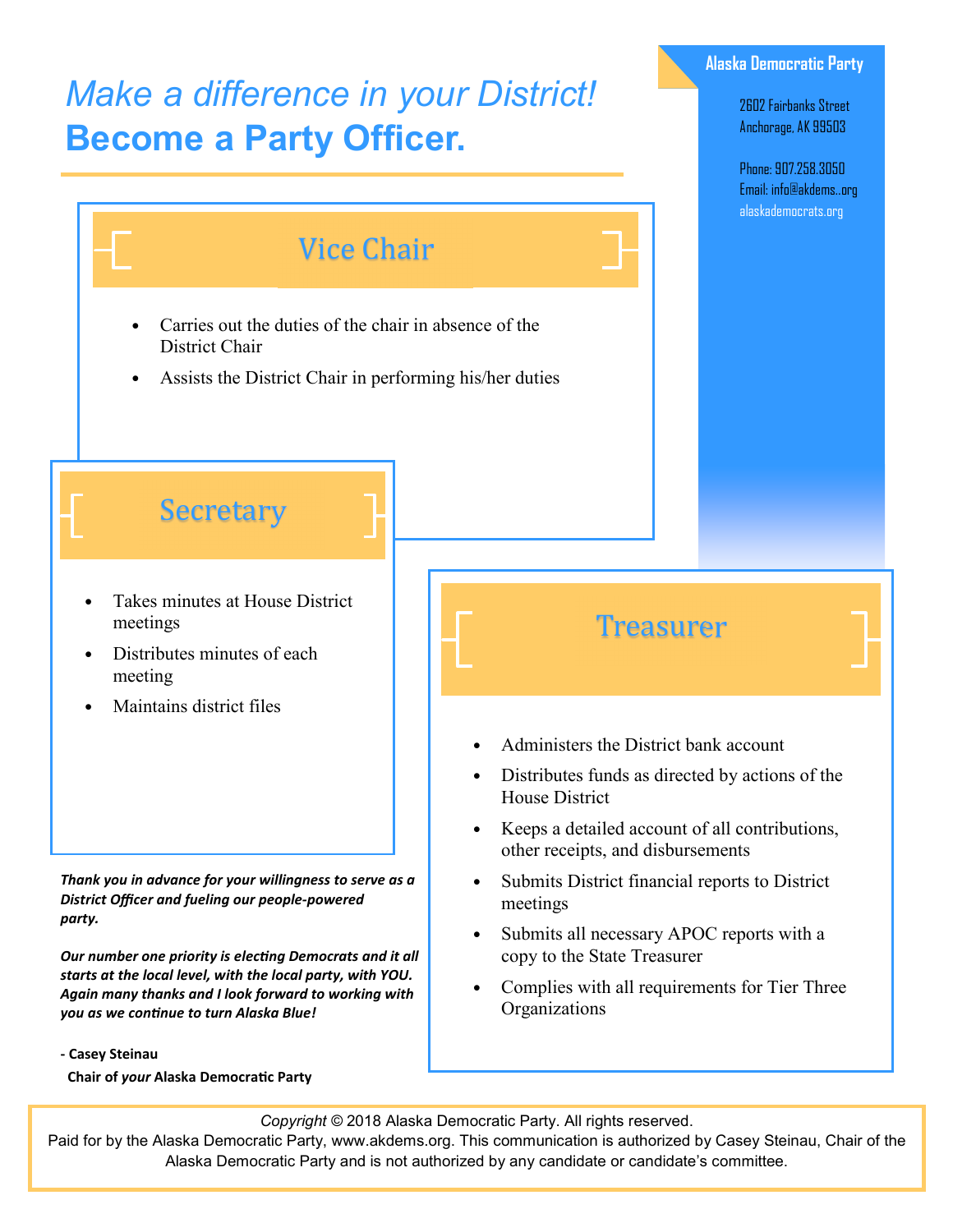*Make a difference in your District!*

# Become a Party Officer.

**Alaska Democratic Party**

2602 Fairbanks Street
Anchorage, AK 99503

Phone: 907.258.3050
Email: info@akdems..org
alaskademocrats.org

## Vice Chair

- Carries out the duties of the chair in absence of the District Chair
- Assists the District Chair in performing his/her duties

## Secretary

- Takes minutes at House District meetings
- Distributes minutes of each meeting
- Maintains district files

## Treasurer

- Administers the District bank account
- Distributes funds as directed by actions of the House District
- Keeps a detailed account of all contributions, other receipts, and disbursements
- Submits District financial reports to District meetings
- Submits all necessary APOC reports with a copy to the State Treasurer
- Complies with all requirements for Tier Three Organizations

***Thank you in advance for your willingness to serve as a District Officer and fueling our people-powered party.***

***Our number one priority is electing Democrats and it all starts at the local level, with the local party, with YOU. Again many thanks and I look forward to working with you as we continue to turn Alaska Blue!***

**- Casey Steinau**
**Chair of *your* Alaska Democratic Party**

*Copyright* © 2018 Alaska Democratic Party. All rights reserved.
Paid for by the Alaska Democratic Party, www.akdems.org. This communication is authorized by Casey Steinau, Chair of the Alaska Democratic Party and is not authorized by any candidate or candidate's committee.